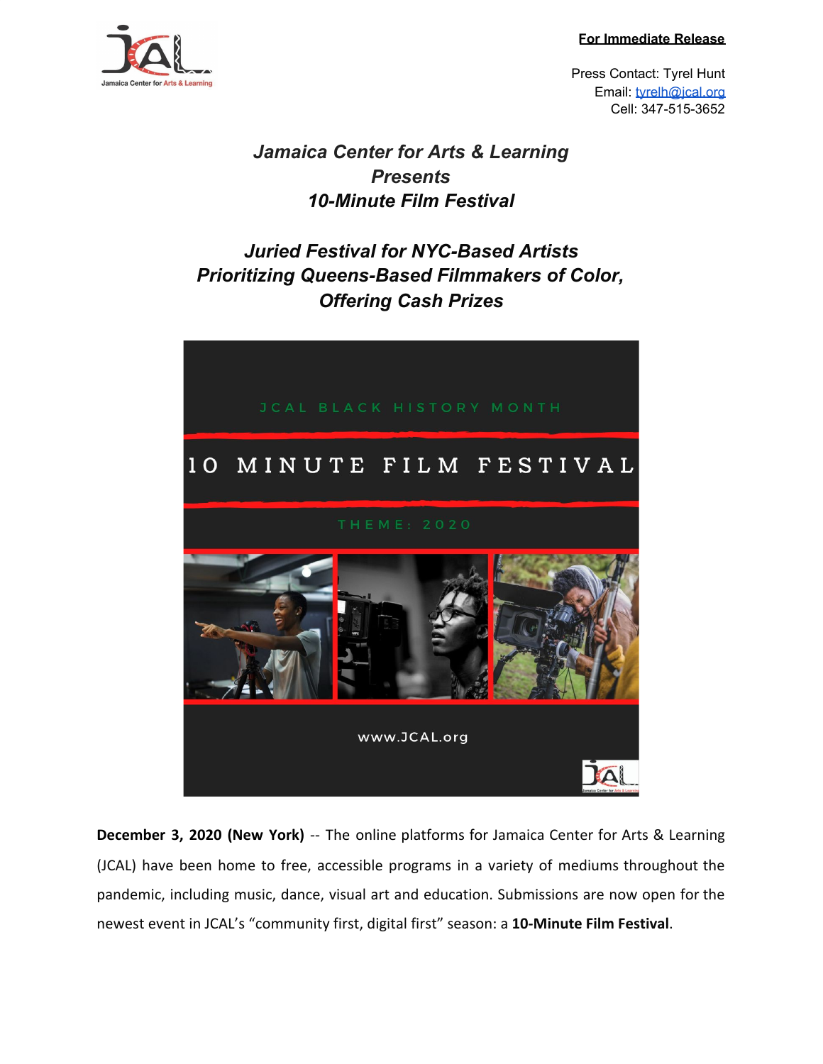**For Immediate Release**

Press Contact: Tyrel Hunt
Email: tyrelh@jcal.org
Cell: 347-515-3652

# *Jamaica Center for Arts & Learning Presents 10-Minute Film Festival*

## *Juried Festival for NYC-Based Artists Prioritizing Queens-Based Filmmakers of Color, Offering Cash Prizes*

JCAL BLACK HISTORY MONTH

10 MINUTE FILM FESTIVAL

THEME: 2020

www.JCAL.org

**December 3, 2020 (New York)** -- The online platforms for Jamaica Center for Arts & Learning (JCAL) have been home to free, accessible programs in a variety of mediums throughout the pandemic, including music, dance, visual art and education. Submissions are now open for the newest event in JCAL's "community first, digital first" season: a **10-Minute Film Festival**.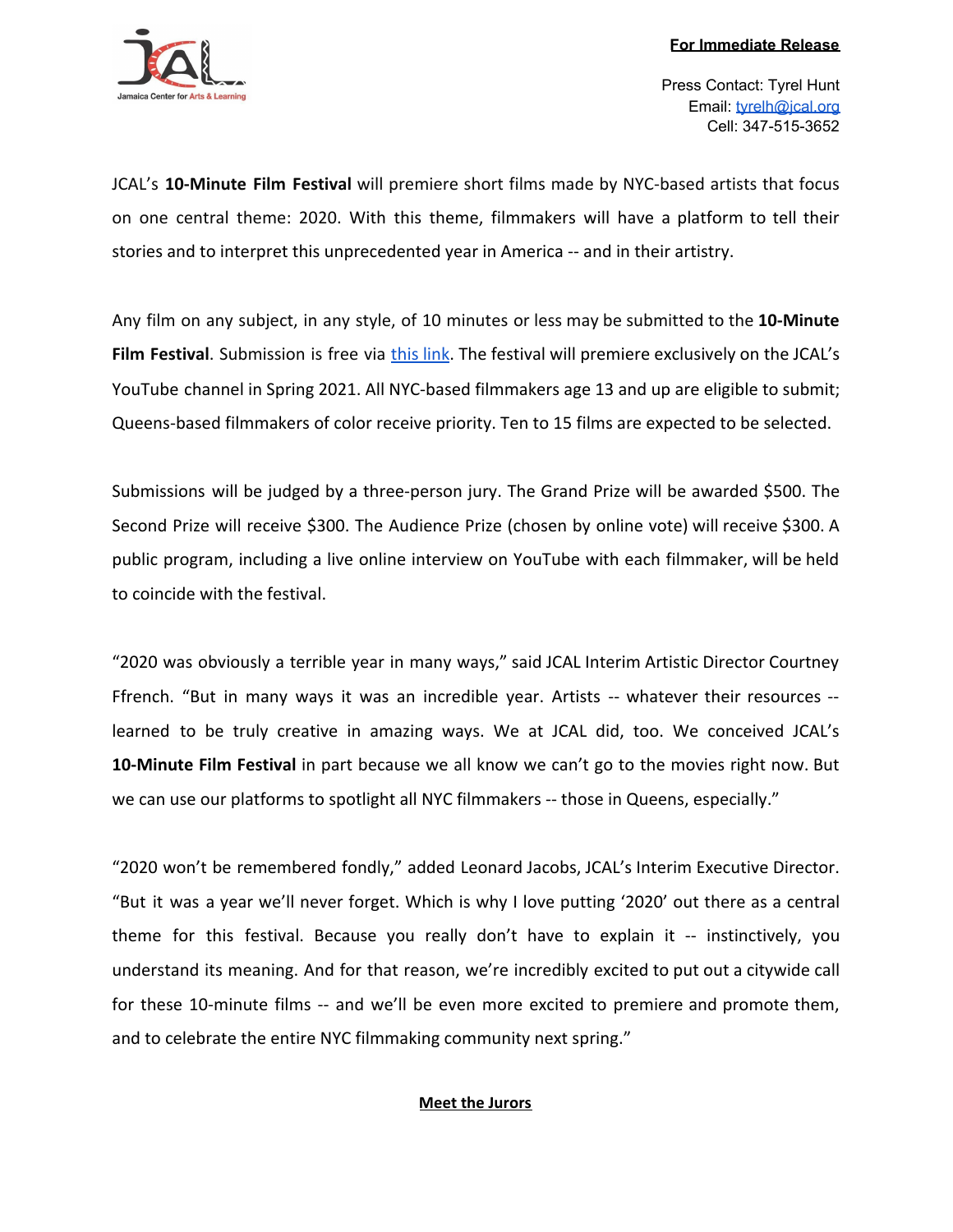**For Immediate Release**

Press Contact: Tyrel Hunt
Email: [tyrelh@jcal.org](mailto:tyrelh@jcal.org)
Cell: 347-515-3652

JCAL's **10-Minute Film Festival** will premiere short films made by NYC-based artists that focus on one central theme: 2020. With this theme, filmmakers will have a platform to tell their stories and to interpret this unprecedented year in America -- and in their artistry.

Any film on any subject, in any style, of 10 minutes or less may be submitted to the **10-Minute Film Festival**. Submission is free via this link. The festival will premiere exclusively on the JCAL's YouTube channel in Spring 2021. All NYC-based filmmakers age 13 and up are eligible to submit; Queens-based filmmakers of color receive priority. Ten to 15 films are expected to be selected.

Submissions will be judged by a three-person jury. The Grand Prize will be awarded $500. The Second Prize will receive $300. The Audience Prize (chosen by online vote) will receive $300. A public program, including a live online interview on YouTube with each filmmaker, will be held to coincide with the festival.

"2020 was obviously a terrible year in many ways," said JCAL Interim Artistic Director Courtney Ffrench. "But in many ways it was an incredible year. Artists -- whatever their resources -- learned to be truly creative in amazing ways. We at JCAL did, too. We conceived JCAL's **10-Minute Film Festival** in part because we all know we can't go to the movies right now. But we can use our platforms to spotlight all NYC filmmakers -- those in Queens, especially."

"2020 won't be remembered fondly," added Leonard Jacobs, JCAL's Interim Executive Director. "But it was a year we'll never forget. Which is why I love putting '2020' out there as a central theme for this festival. Because you really don't have to explain it -- instinctively, you understand its meaning. And for that reason, we're incredibly excited to put out a citywide call for these 10-minute films -- and we'll be even more excited to premiere and promote them, and to celebrate the entire NYC filmmaking community next spring."

## Meet the Jurors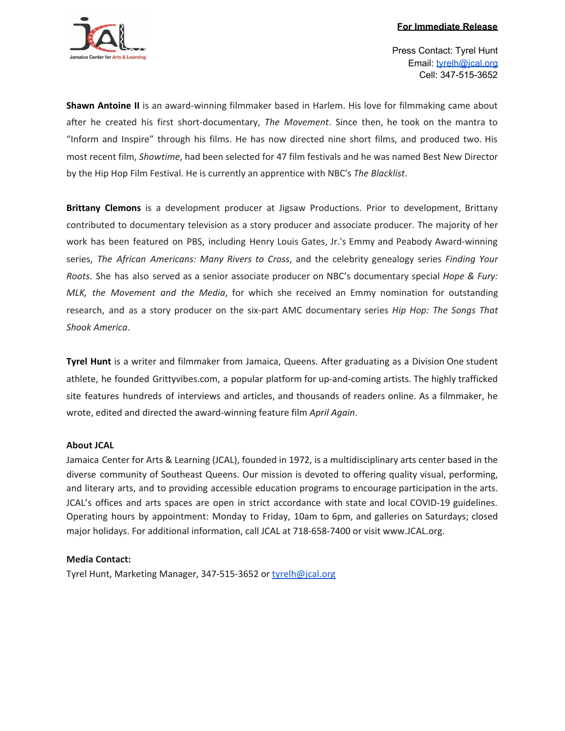**For Immediate Release**

Press Contact: Tyrel Hunt
Email: tyrelh@jcal.org
Cell: 347-515-3652

**Shawn Antoine II** is an award-winning filmmaker based in Harlem. His love for filmmaking came about after he created his first short-documentary, *The Movement*. Since then, he took on the mantra to "Inform and Inspire" through his films. He has now directed nine short films, and produced two. His most recent film, *Showtime*, had been selected for 47 film festivals and he was named Best New Director by the Hip Hop Film Festival. He is currently an apprentice with NBC's *The Blacklist*.

**Brittany Clemons** is a development producer at Jigsaw Productions. Prior to development, Brittany contributed to documentary television as a story producer and associate producer. The majority of her work has been featured on PBS, including Henry Louis Gates, Jr.'s Emmy and Peabody Award-winning series, *The African Americans: Many Rivers to Cross*, and the celebrity genealogy series *Finding Your Roots*. She has also served as a senior associate producer on NBC's documentary special *Hope & Fury: MLK, the Movement and the Media*, for which she received an Emmy nomination for outstanding research, and as a story producer on the six-part AMC documentary series *Hip Hop: The Songs That Shook America*.

**Tyrel Hunt** is a writer and filmmaker from Jamaica, Queens. After graduating as a Division One student athlete, he founded Grittyvibes.com, a popular platform for up-and-coming artists. The highly trafficked site features hundreds of interviews and articles, and thousands of readers online. As a filmmaker, he wrote, edited and directed the award-winning feature film *April Again*.

**About JCAL**

Jamaica Center for Arts & Learning (JCAL), founded in 1972, is a multidisciplinary arts center based in the diverse community of Southeast Queens. Our mission is devoted to offering quality visual, performing, and literary arts, and to providing accessible education programs to encourage participation in the arts. JCAL's offices and arts spaces are open in strict accordance with state and local COVID-19 guidelines. Operating hours by appointment: Monday to Friday, 10am to 6pm, and galleries on Saturdays; closed major holidays. For additional information, call JCAL at 718-658-7400 or visit www.JCAL.org.

**Media Contact:**

Tyrel Hunt, Marketing Manager, 347-515-3652 or tyrelh@jcal.org